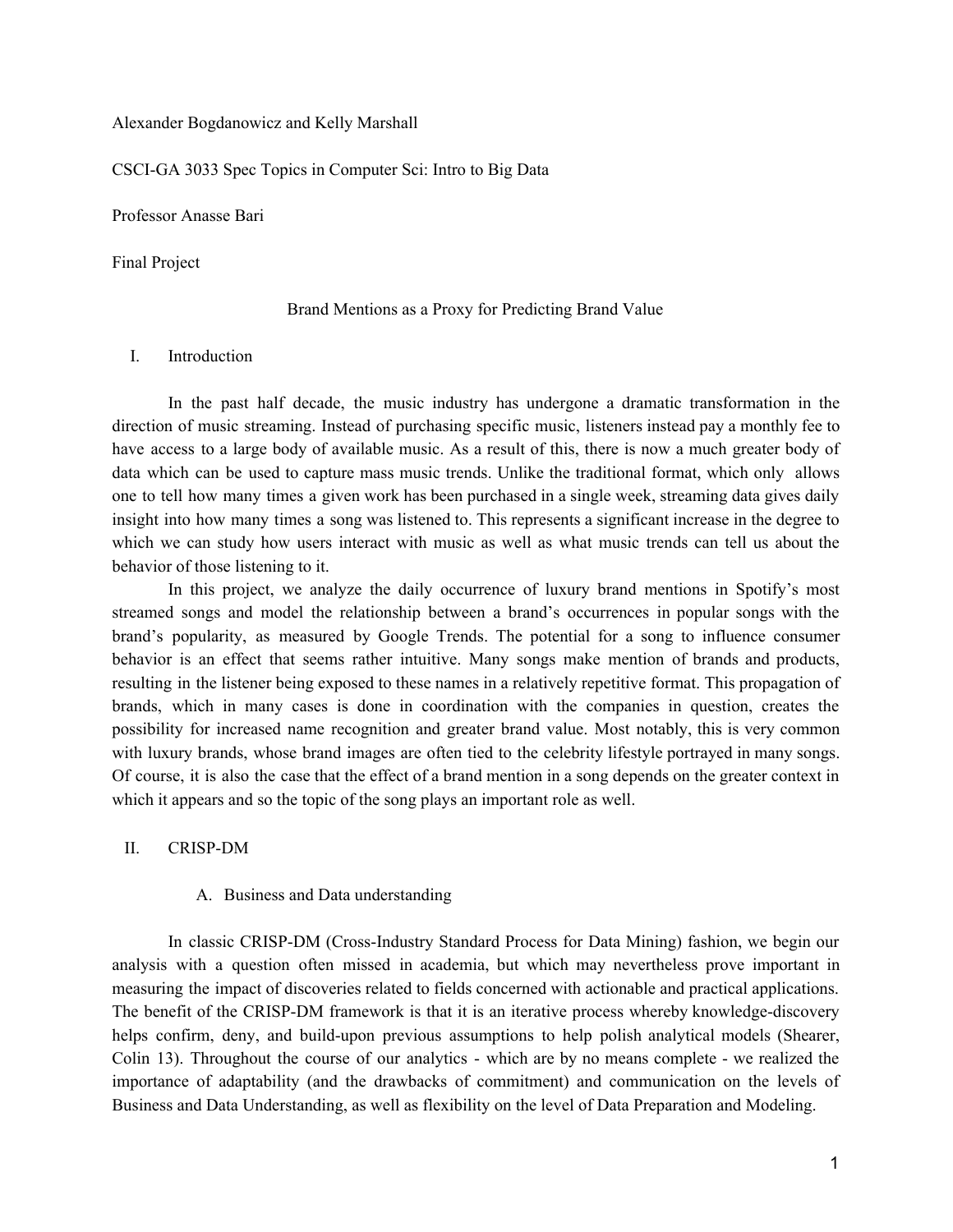Alexander Bogdanowicz and Kelly Marshall

CSCI-GA 3033 Spec Topics in Computer Sci: Intro to Big Data

Professor Anasse Bari

Final Project

# Brand Mentions as a Proxy for Predicting Brand Value

## I. Introduction

In the past half decade, the music industry has undergone a dramatic transformation in the direction of music streaming. Instead of purchasing specific music, listeners instead pay a monthly fee to have access to a large body of available music. As a result of this, there is now a much greater body of data which can be used to capture mass music trends. Unlike the traditional format, which only allows one to tell how many times a given work has been purchased in a single week, streaming data gives daily insight into how many times a song was listened to. This represents a significant increase in the degree to which we can study how users interact with music as well as what music trends can tell us about the behavior of those listening to it.

In this project, we analyze the daily occurrence of luxury brand mentions in Spotify's most streamed songs and model the relationship between a brand's occurrences in popular songs with the brand's popularity, as measured by Google Trends. The potential for a song to influence consumer behavior is an effect that seems rather intuitive. Many songs make mention of brands and products, resulting in the listener being exposed to these names in a relatively repetitive format. This propagation of brands, which in many cases is done in coordination with the companies in question, creates the possibility for increased name recognition and greater brand value. Most notably, this is very common with luxury brands, whose brand images are often tied to the celebrity lifestyle portrayed in many songs. Of course, it is also the case that the effect of a brand mention in a song depends on the greater context in which it appears and so the topic of the song plays an important role as well.

## II. CRISP-DM

### A. Business and Data understanding

In classic CRISP-DM (Cross-Industry Standard Process for Data Mining) fashion, we begin our analysis with a question often missed in academia, but which may nevertheless prove important in measuring the impact of discoveries related to fields concerned with actionable and practical applications. The benefit of the CRISP-DM framework is that it is an iterative process whereby knowledge-discovery helps confirm, deny, and build-upon previous assumptions to help polish analytical models (Shearer, Colin 13). Throughout the course of our analytics - which are by no means complete - we realized the importance of adaptability (and the drawbacks of commitment) and communication on the levels of Business and Data Understanding, as well as flexibility on the level of Data Preparation and Modeling.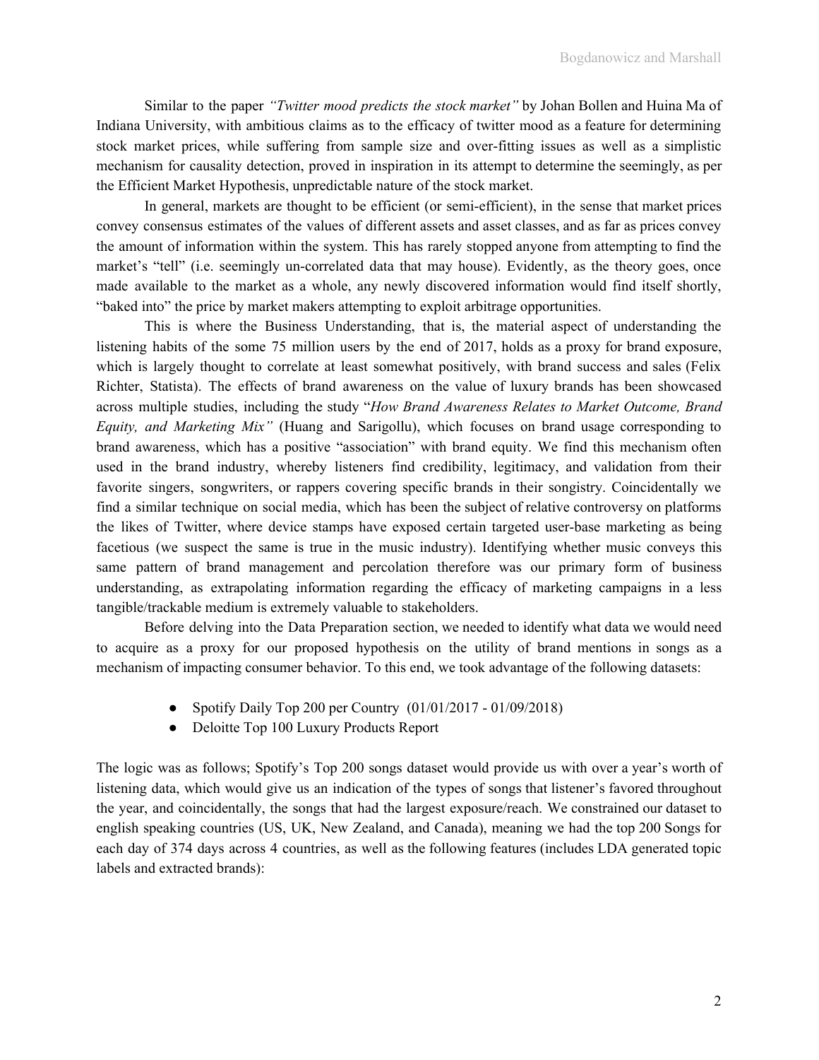Similar to the paper *"Twitter mood predicts the stock market"* by Johan Bollen and Huina Ma of Indiana University, with ambitious claims as to the efficacy of twitter mood as a feature for determining stock market prices, while suffering from sample size and over-fitting issues as well as a simplistic mechanism for causality detection, proved in inspiration in its attempt to determine the seemingly, as per the Efficient Market Hypothesis, unpredictable nature of the stock market.

In general, markets are thought to be efficient (or semi-efficient), in the sense that market prices convey consensus estimates of the values of different assets and asset classes, and as far as prices convey the amount of information within the system. This has rarely stopped anyone from attempting to find the market's "tell" (i.e. seemingly un-correlated data that may house). Evidently, as the theory goes, once made available to the market as a whole, any newly discovered information would find itself shortly, "baked into" the price by market makers attempting to exploit arbitrage opportunities.

This is where the Business Understanding, that is, the material aspect of understanding the listening habits of the some 75 million users by the end of 2017, holds as a proxy for brand exposure, which is largely thought to correlate at least somewhat positively, with brand success and sales (Felix Richter, Statista). The effects of brand awareness on the value of luxury brands has been showcased across multiple studies, including the study "*How Brand Awareness Relates to Market Outcome, Brand Equity, and Marketing Mix"* (Huang and Sarigollu), which focuses on brand usage corresponding to brand awareness, which has a positive "association" with brand equity. We find this mechanism often used in the brand industry, whereby listeners find credibility, legitimacy, and validation from their favorite singers, songwriters, or rappers covering specific brands in their songistry. Coincidentally we find a similar technique on social media, which has been the subject of relative controversy on platforms the likes of Twitter, where device stamps have exposed certain targeted user-base marketing as being facetious (we suspect the same is true in the music industry). Identifying whether music conveys this same pattern of brand management and percolation therefore was our primary form of business understanding, as extrapolating information regarding the efficacy of marketing campaigns in a less tangible/trackable medium is extremely valuable to stakeholders.

Before delving into the Data Preparation section, we needed to identify what data we would need to acquire as a proxy for our proposed hypothesis on the utility of brand mentions in songs as a mechanism of impacting consumer behavior. To this end, we took advantage of the following datasets:

- Spotify Daily Top 200 per Country (01/01/2017 - 01/09/2018)
- Deloitte Top 100 Luxury Products Report

The logic was as follows; Spotify's Top 200 songs dataset would provide us with over a year's worth of listening data, which would give us an indication of the types of songs that listener's favored throughout the year, and coincidentally, the songs that had the largest exposure/reach. We constrained our dataset to english speaking countries (US, UK, New Zealand, and Canada), meaning we had the top 200 Songs for each day of 374 days across 4 countries, as well as the following features (includes LDA generated topic labels and extracted brands):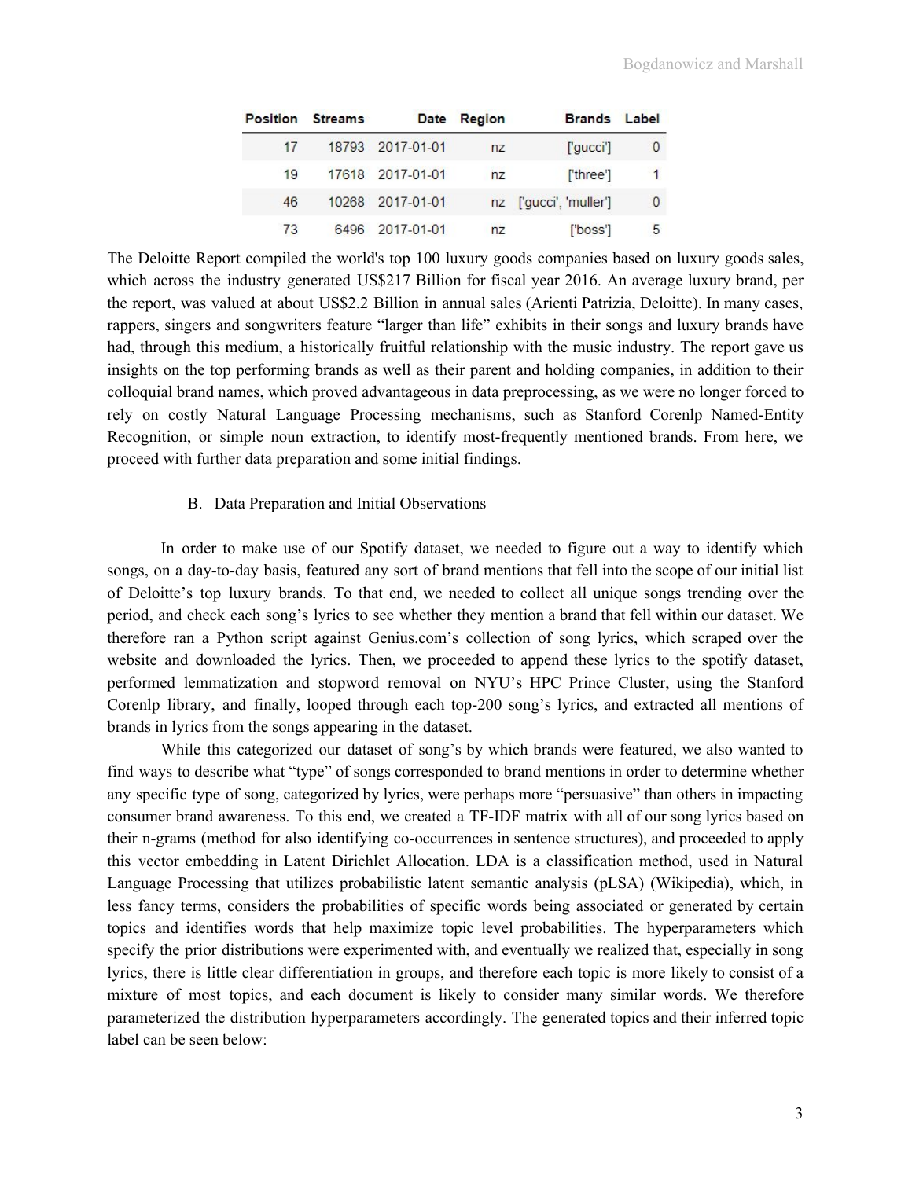| Position | Streams | Date | Region | Brands | Label |
|---|---|---|---|---|---|
| 17 | 18793 | 2017-01-01 | nz | ['gucci'] | 0 |
| 19 | 17618 | 2017-01-01 | nz | ['three'] | 1 |
| 46 | 10268 | 2017-01-01 | nz | ['gucci', 'muller'] | 0 |
| 73 | 6496 | 2017-01-01 | nz | ['boss'] | 5 |

The Deloitte Report compiled the world's top 100 luxury goods companies based on luxury goods sales, which across the industry generated US$217 Billion for fiscal year 2016. An average luxury brand, per the report, was valued at about US$2.2 Billion in annual sales (Arienti Patrizia, Deloitte). In many cases, rappers, singers and songwriters feature "larger than life" exhibits in their songs and luxury brands have had, through this medium, a historically fruitful relationship with the music industry. The report gave us insights on the top performing brands as well as their parent and holding companies, in addition to their colloquial brand names, which proved advantageous in data preprocessing, as we were no longer forced to rely on costly Natural Language Processing mechanisms, such as Stanford Corenlp Named-Entity Recognition, or simple noun extraction, to identify most-frequently mentioned brands. From here, we proceed with further data preparation and some initial findings.

### B. Data Preparation and Initial Observations

In order to make use of our Spotify dataset, we needed to figure out a way to identify which songs, on a day-to-day basis, featured any sort of brand mentions that fell into the scope of our initial list of Deloitte's top luxury brands. To that end, we needed to collect all unique songs trending over the period, and check each song's lyrics to see whether they mention a brand that fell within our dataset. We therefore ran a Python script against Genius.com's collection of song lyrics, which scraped over the website and downloaded the lyrics. Then, we proceeded to append these lyrics to the spotify dataset, performed lemmatization and stopword removal on NYU's HPC Prince Cluster, using the Stanford Corenlp library, and finally, looped through each top-200 song's lyrics, and extracted all mentions of brands in lyrics from the songs appearing in the dataset.

While this categorized our dataset of song's by which brands were featured, we also wanted to find ways to describe what "type" of songs corresponded to brand mentions in order to determine whether any specific type of song, categorized by lyrics, were perhaps more "persuasive" than others in impacting consumer brand awareness. To this end, we created a TF-IDF matrix with all of our song lyrics based on their n-grams (method for also identifying co-occurrences in sentence structures), and proceeded to apply this vector embedding in Latent Dirichlet Allocation. LDA is a classification method, used in Natural Language Processing that utilizes probabilistic latent semantic analysis (pLSA) (Wikipedia), which, in less fancy terms, considers the probabilities of specific words being associated or generated by certain topics and identifies words that help maximize topic level probabilities. The hyperparameters which specify the prior distributions were experimented with, and eventually we realized that, especially in song lyrics, there is little clear differentiation in groups, and therefore each topic is more likely to consist of a mixture of most topics, and each document is likely to consider many similar words. We therefore parameterized the distribution hyperparameters accordingly. The generated topics and their inferred topic label can be seen below: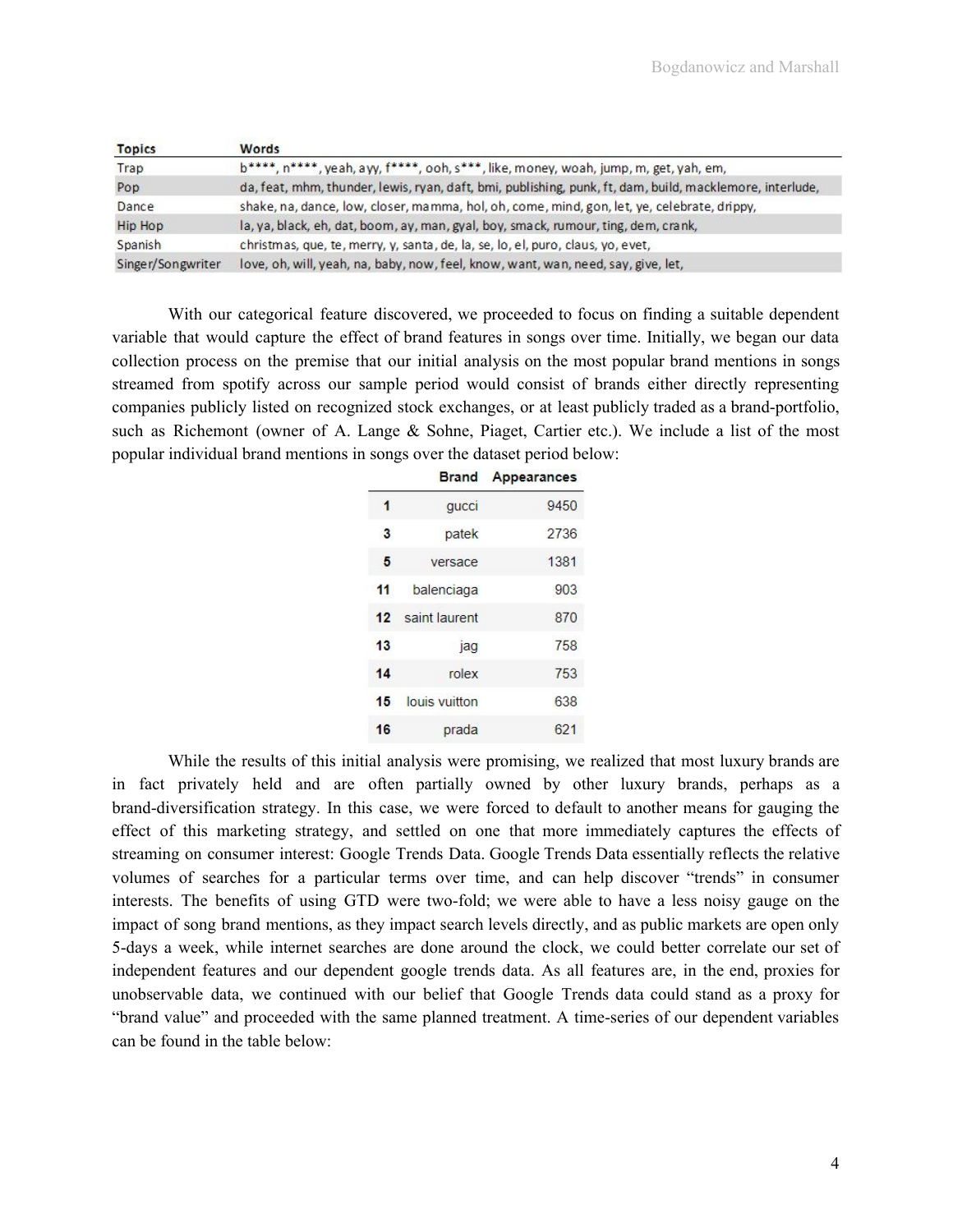| Topics | Words |
| --- | --- |
| Trap | b****, n****, yeah, ayy, f****, ooh, s***, like, money, woah, jump, m, get, yah, em, |
| Pop | da, feat, mhm, thunder, lewis, ryan, daft, bmi, publishing, punk, ft, dam, build, macklemore, interlude, |
| Dance | shake, na, dance, low, closer, mamma, hol, oh, come, mind, gon, let, ye, celebrate, drippy, |
| Hip Hop | la, ya, black, eh, dat, boom, ay, man, gyal, boy, smack, rumour, ting, dem, crank, |
| Spanish | christmas, que, te, merry, y, santa, de, la, se, lo, el, puro, claus, yo, evet, |
| Singer/Songwriter | love, oh, will, yeah, na, baby, now, feel, know, want, wan, need, say, give, let, |

With our categorical feature discovered, we proceeded to focus on finding a suitable dependent variable that would capture the effect of brand features in songs over time. Initially, we began our data collection process on the premise that our initial analysis on the most popular brand mentions in songs streamed from spotify across our sample period would consist of brands either directly representing companies publicly listed on recognized stock exchanges, or at least publicly traded as a brand-portfolio, such as Richemont (owner of A. Lange & Sohne, Piaget, Cartier etc.). We include a list of the most popular individual brand mentions in songs over the dataset period below:

| | Brand | Appearances |
| --- | --- | --- |
| 1 | gucci | 9450 |
| 3 | patek | 2736 |
| 5 | versace | 1381 |
| 11 | balenciaga | 903 |
| 12 | saint laurent | 870 |
| 13 | jag | 758 |
| 14 | rolex | 753 |
| 15 | louis vuitton | 638 |
| 16 | prada | 621 |

While the results of this initial analysis were promising, we realized that most luxury brands are in fact privately held and are often partially owned by other luxury brands, perhaps as a brand-diversification strategy. In this case, we were forced to default to another means for gauging the effect of this marketing strategy, and settled on one that more immediately captures the effects of streaming on consumer interest: Google Trends Data. Google Trends Data essentially reflects the relative volumes of searches for a particular terms over time, and can help discover "trends" in consumer interests. The benefits of using GTD were two-fold; we were able to have a less noisy gauge on the impact of song brand mentions, as they impact search levels directly, and as public markets are open only 5-days a week, while internet searches are done around the clock, we could better correlate our set of independent features and our dependent google trends data. As all features are, in the end, proxies for unobservable data, we continued with our belief that Google Trends data could stand as a proxy for "brand value" and proceeded with the same planned treatment. A time-series of our dependent variables can be found in the table below: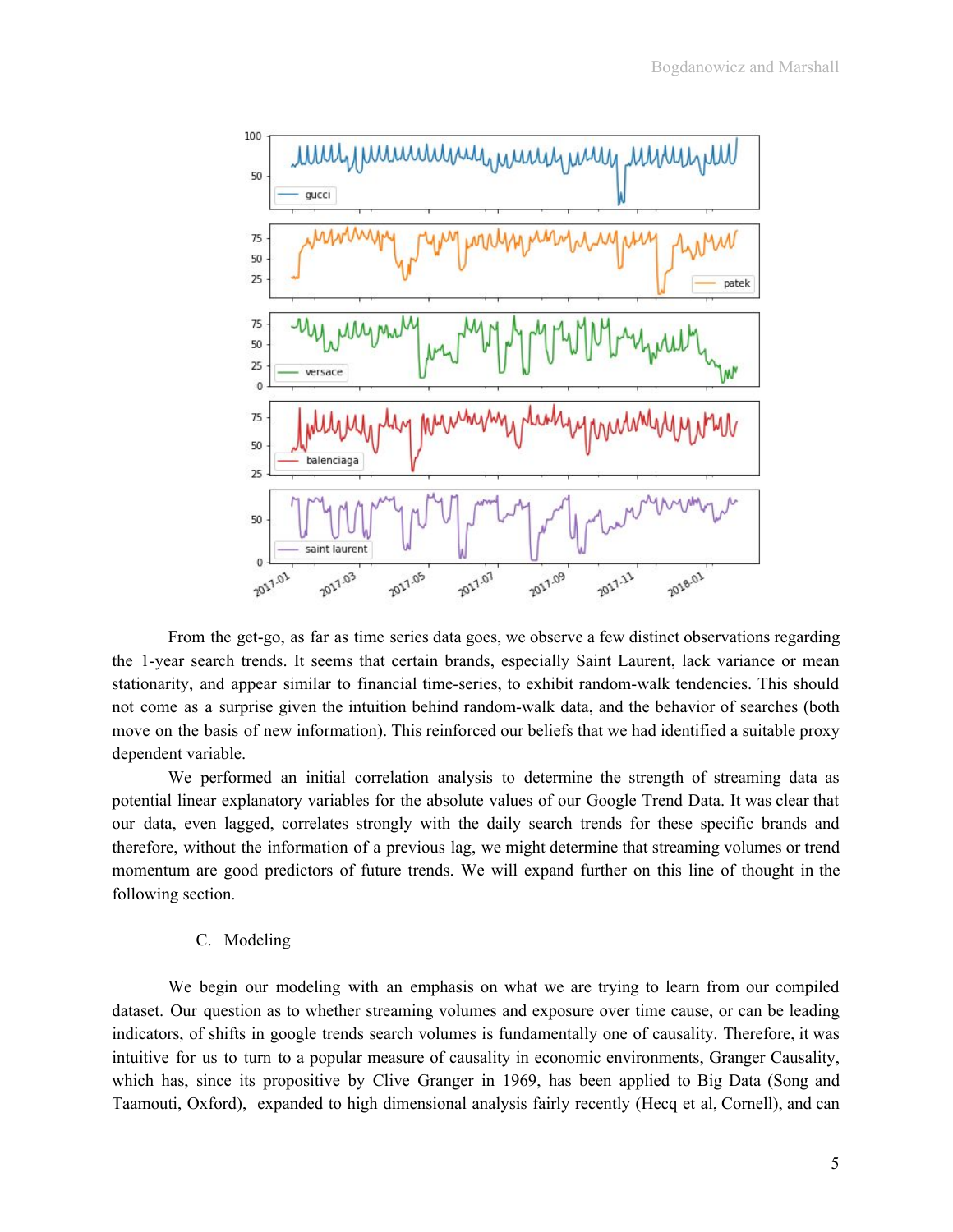From the get-go, as far as time series data goes, we observe a few distinct observations regarding the 1-year search trends. It seems that certain brands, especially Saint Laurent, lack variance or mean stationarity, and appear similar to financial time-series, to exhibit random-walk tendencies. This should not come as a surprise given the intuition behind random-walk data, and the behavior of searches (both move on the basis of new information). This reinforced our beliefs that we had identified a suitable proxy dependent variable.

We performed an initial correlation analysis to determine the strength of streaming data as potential linear explanatory variables for the absolute values of our Google Trend Data. It was clear that our data, even lagged, correlates strongly with the daily search trends for these specific brands and therefore, without the information of a previous lag, we might determine that streaming volumes or trend momentum are good predictors of future trends. We will expand further on this line of thought in the following section.

## C. Modeling

We begin our modeling with an emphasis on what we are trying to learn from our compiled dataset. Our question as to whether streaming volumes and exposure over time cause, or can be leading indicators, of shifts in google trends search volumes is fundamentally one of causality. Therefore, it was intuitive for us to turn to a popular measure of causality in economic environments, Granger Causality, which has, since its propositive by Clive Granger in 1969, has been applied to Big Data (Song and Taamouti, Oxford), expanded to high dimensional analysis fairly recently (Hecq et al, Cornell), and can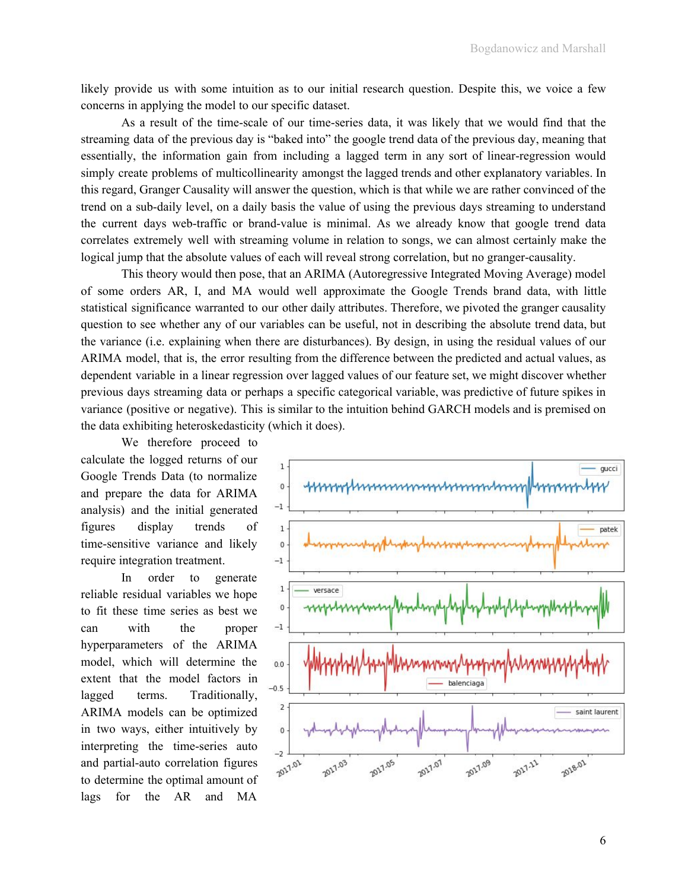likely provide us with some intuition as to our initial research question. Despite this, we voice a few concerns in applying the model to our specific dataset.

As a result of the time-scale of our time-series data, it was likely that we would find that the streaming data of the previous day is "baked into" the google trend data of the previous day, meaning that essentially, the information gain from including a lagged term in any sort of linear-regression would simply create problems of multicollinearity amongst the lagged trends and other explanatory variables. In this regard, Granger Causality will answer the question, which is that while we are rather convinced of the trend on a sub-daily level, on a daily basis the value of using the previous days streaming to understand the current days web-traffic or brand-value is minimal. As we already know that google trend data correlates extremely well with streaming volume in relation to songs, we can almost certainly make the logical jump that the absolute values of each will reveal strong correlation, but no granger-causality.

This theory would then pose, that an ARIMA (Autoregressive Integrated Moving Average) model of some orders AR, I, and MA would well approximate the Google Trends brand data, with little statistical significance warranted to our other daily attributes. Therefore, we pivoted the granger causality question to see whether any of our variables can be useful, not in describing the absolute trend data, but the variance (i.e. explaining when there are disturbances). By design, in using the residual values of our ARIMA model, that is, the error resulting from the difference between the predicted and actual values, as dependent variable in a linear regression over lagged values of our feature set, we might discover whether previous days streaming data or perhaps a specific categorical variable, was predictive of future spikes in variance (positive or negative). This is similar to the intuition behind GARCH models and is premised on the data exhibiting heteroskedasticity (which it does).

We therefore proceed to calculate the logged returns of our Google Trends Data (to normalize and prepare the data for ARIMA analysis) and the initial generated figures display trends of time-sensitive variance and likely require integration treatment.

In order to generate reliable residual variables we hope to fit these time series as best we can with the proper hyperparameters of the ARIMA model, which will determine the extent that the model factors in lagged terms. Traditionally, ARIMA models can be optimized in two ways, either intuitively by interpreting the time-series auto and partial-auto correlation figures to determine the optimal amount of lags for the AR and MA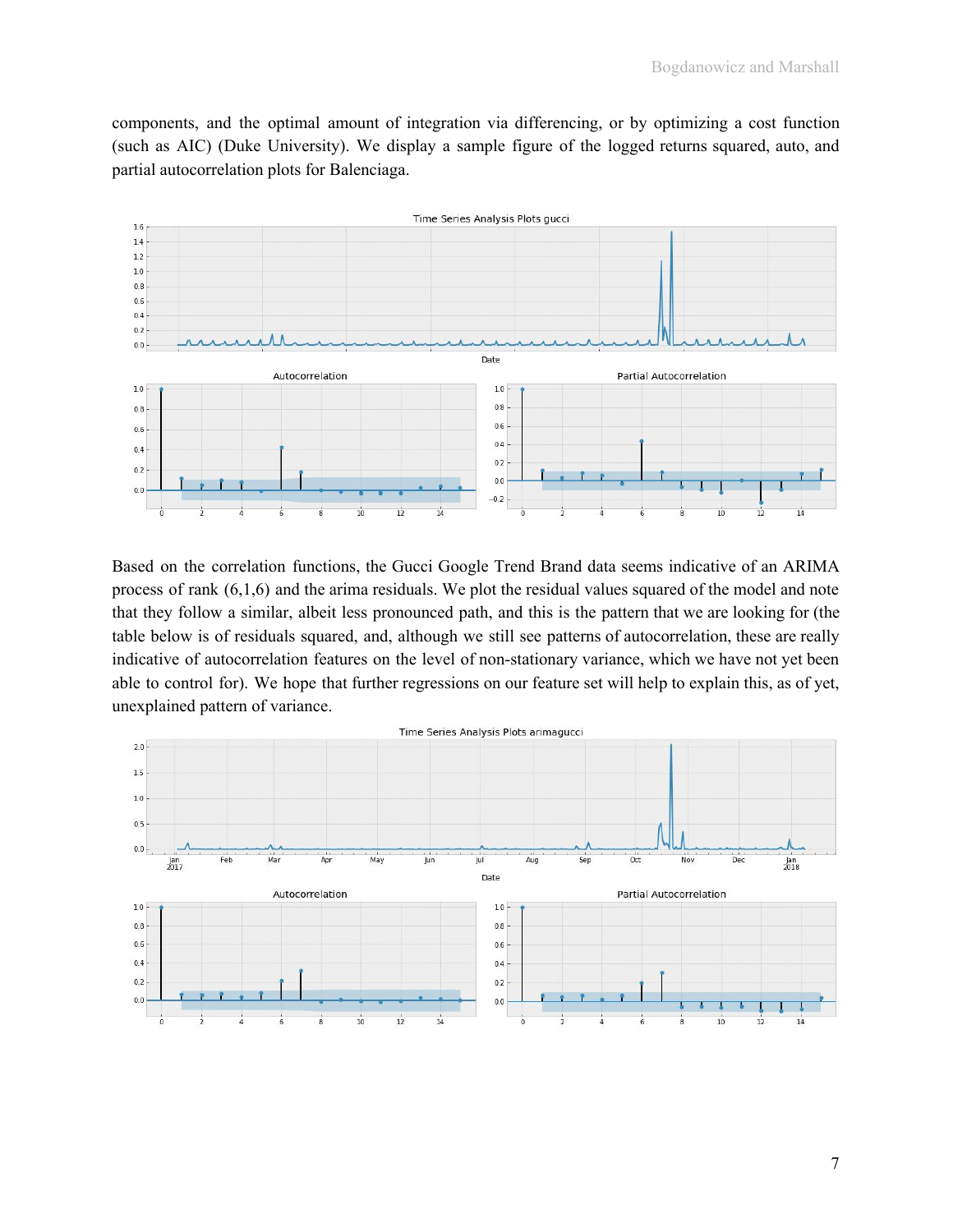components, and the optimal amount of integration via differencing, or by optimizing a cost function (such as AIC) (Duke University). We display a sample figure of the logged returns squared, auto, and partial autocorrelation plots for Balenciaga.

Based on the correlation functions, the Gucci Google Trend Brand data seems indicative of an ARIMA process of rank (6,1,6) and the arima residuals. We plot the residual values squared of the model and note that they follow a similar, albeit less pronounced path, and this is the pattern that we are looking for (the table below is of residuals squared, and, although we still see patterns of autocorrelation, these are really indicative of autocorrelation features on the level of non-stationary variance, which we have not yet been able to control for). We hope that further regressions on our feature set will help to explain this, as of yet, unexplained pattern of variance.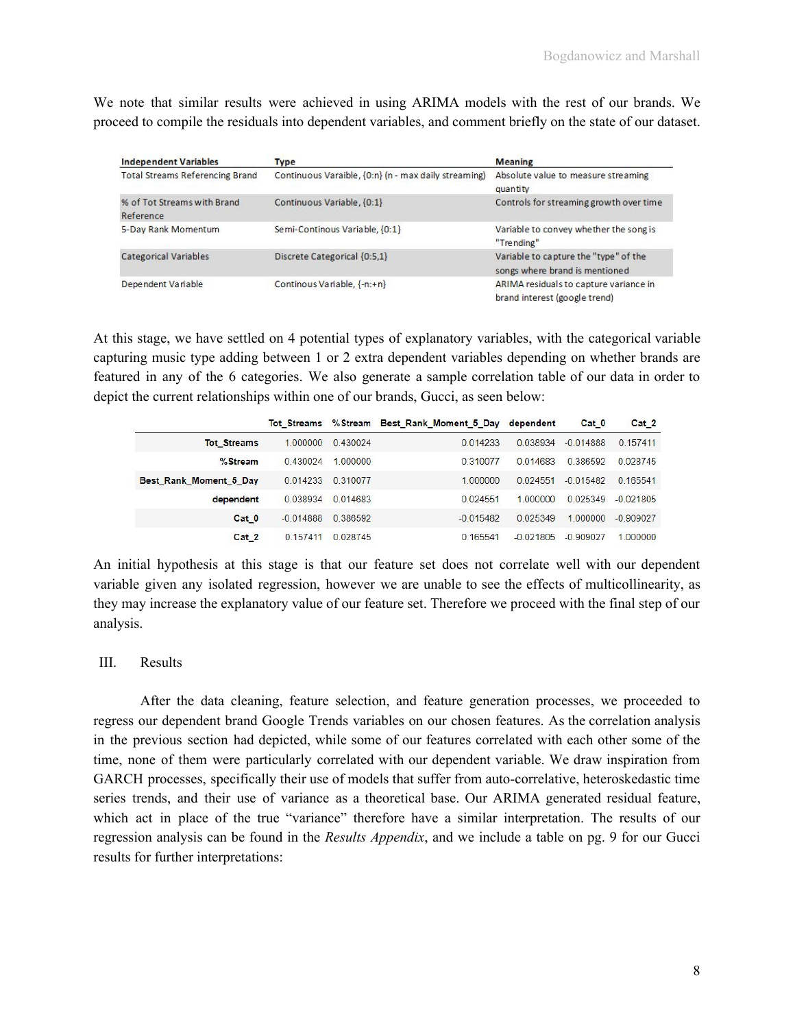We note that similar results were achieved in using ARIMA models with the rest of our brands. We proceed to compile the residuals into dependent variables, and comment briefly on the state of our dataset.

| Independent Variables | Type | Meaning |
|---|---|---|
| Total Streams Referencing Brand | Continuous Varaible, {0:n} (n - max daily streaming) | Absolute value to measure streaming quantity |
| % of Tot Streams with Brand Reference | Continuous Variable, {0:1} | Controls for streaming growth over time |
| 5-Day Rank Momentum | Semi-Continous Variable, {0:1} | Variable to convey whether the song is "Trending" |
| Categorical Variables | Discrete Categorical {0:5,1} | Variable to capture the "type" of the songs where brand is mentioned |
| Dependent Variable | Continous Variable, {-n:+n} | ARIMA residuals to capture variance in brand interest (google trend) |

At this stage, we have settled on 4 potential types of explanatory variables, with the categorical variable capturing music type adding between 1 or 2 extra dependent variables depending on whether brands are featured in any of the 6 categories. We also generate a sample correlation table of our data in order to depict the current relationships within one of our brands, Gucci, as seen below:

| | Tot_Streams | %Stream | Best_Rank_Moment_5_Day | dependent | Cat_0 | Cat_2 |
|---|---|---|---|---|---|---|
| **Tot_Streams** | 1.000000 | 0.430024 | 0.014233 | 0.038934 | -0.014888 | 0.157411 |
| **%Stream** | 0.430024 | 1.000000 | 0.310077 | 0.014683 | 0.386592 | 0.028745 |
| **Best_Rank_Moment_5_Day** | 0.014233 | 0.310077 | 1.000000 | 0.024551 | -0.015482 | 0.165541 |
| **dependent** | 0.038934 | 0.014683 | 0.024551 | 1.000000 | 0.025349 | -0.021805 |
| **Cat_0** | -0.014888 | 0.386592 | -0.015482 | 0.025349 | 1.000000 | -0.909027 |
| **Cat_2** | 0.157411 | 0.028745 | 0.165541 | -0.021805 | -0.909027 | 1.000000 |

An initial hypothesis at this stage is that our feature set does not correlate well with our dependent variable given any isolated regression, however we are unable to see the effects of multicollinearity, as they may increase the explanatory value of our feature set. Therefore we proceed with the final step of our analysis.

## III. Results

After the data cleaning, feature selection, and feature generation processes, we proceeded to regress our dependent brand Google Trends variables on our chosen features. As the correlation analysis in the previous section had depicted, while some of our features correlated with each other some of the time, none of them were particularly correlated with our dependent variable. We draw inspiration from GARCH processes, specifically their use of models that suffer from auto-correlative, heteroskedastic time series trends, and their use of variance as a theoretical base. Our ARIMA generated residual feature, which act in place of the true "variance" therefore have a similar interpretation. The results of our regression analysis can be found in the *Results Appendix*, and we include a table on pg. 9 for our Gucci results for further interpretations: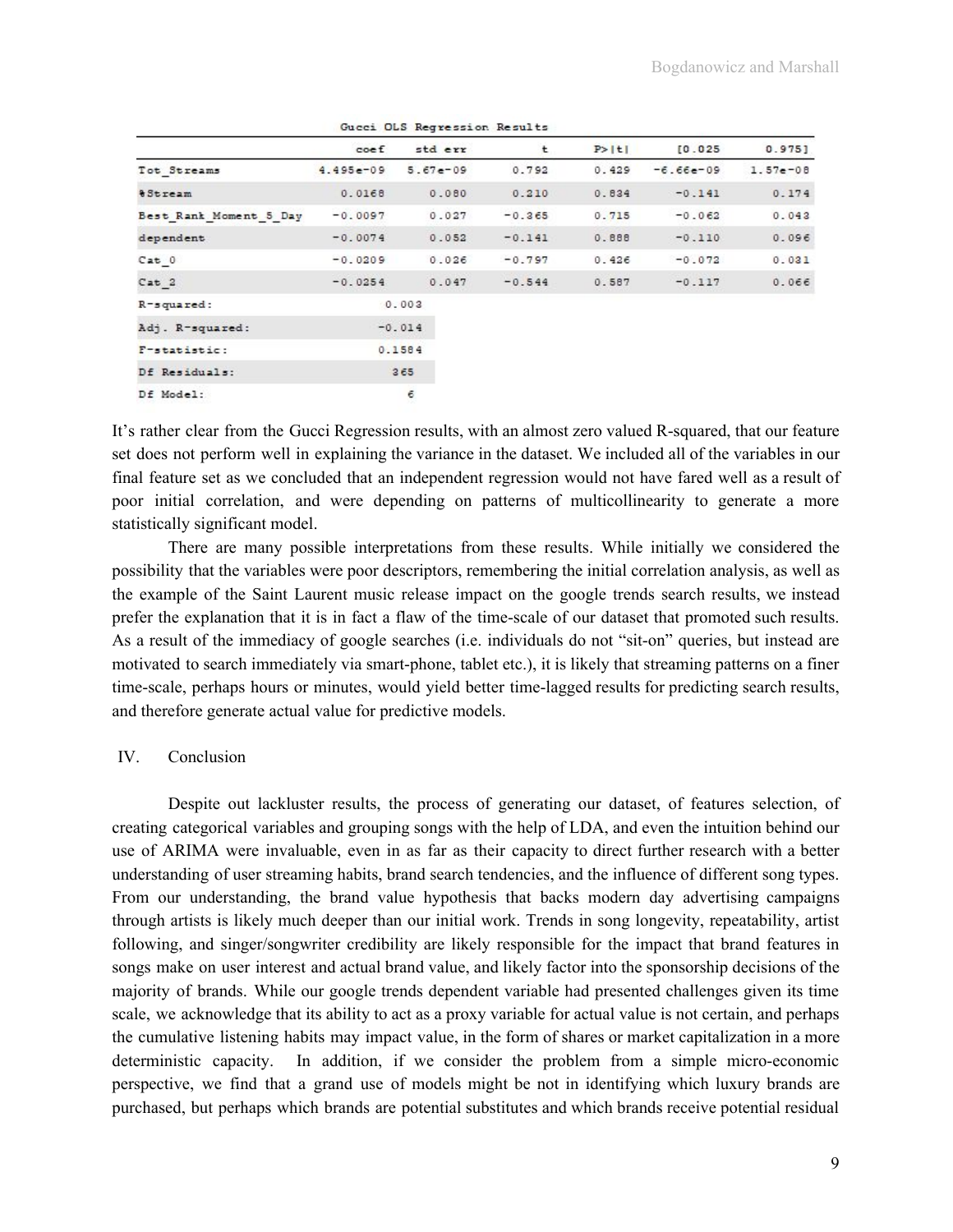Gucci OLS Regression Results

| | coef | std err | t | P>\|t\| | [0.025 | 0.975] |
|---|---|---|---|---|---|---|
| Tot_Streams | 4.495e-09 | 5.67e-09 | 0.792 | 0.429 | -6.66e-09 | 1.57e-08 |
| %Stream | 0.0168 | 0.080 | 0.210 | 0.834 | -0.141 | 0.174 |
| Best_Rank_Moment_5_Day | -0.0097 | 0.027 | -0.365 | 0.715 | -0.062 | 0.043 |
| dependent | -0.0074 | 0.052 | -0.141 | 0.888 | -0.110 | 0.096 |
| Cat_0 | -0.0209 | 0.026 | -0.797 | 0.426 | -0.072 | 0.031 |
| Cat_2 | -0.0254 | 0.047 | -0.544 | 0.587 | -0.117 | 0.066 |
| R-squared: | 0.003 | | | | | |
| Adj. R-squared: | -0.014 | | | | | |
| F-statistic: | 0.1584 | | | | | |
| Df Residuals: | 365 | | | | | |
| Df Model: | 6 | | | | | |

It's rather clear from the Gucci Regression results, with an almost zero valued R-squared, that our feature set does not perform well in explaining the variance in the dataset. We included all of the variables in our final feature set as we concluded that an independent regression would not have fared well as a result of poor initial correlation, and were depending on patterns of multicollinearity to generate a more statistically significant model.

There are many possible interpretations from these results. While initially we considered the possibility that the variables were poor descriptors, remembering the initial correlation analysis, as well as the example of the Saint Laurent music release impact on the google trends search results, we instead prefer the explanation that it is in fact a flaw of the time-scale of our dataset that promoted such results. As a result of the immediacy of google searches (i.e. individuals do not "sit-on" queries, but instead are motivated to search immediately via smart-phone, tablet etc.), it is likely that streaming patterns on a finer time-scale, perhaps hours or minutes, would yield better time-lagged results for predicting search results, and therefore generate actual value for predictive models.

## IV. Conclusion

Despite out lackluster results, the process of generating our dataset, of features selection, of creating categorical variables and grouping songs with the help of LDA, and even the intuition behind our use of ARIMA were invaluable, even in as far as their capacity to direct further research with a better understanding of user streaming habits, brand search tendencies, and the influence of different song types. From our understanding, the brand value hypothesis that backs modern day advertising campaigns through artists is likely much deeper than our initial work. Trends in song longevity, repeatability, artist following, and singer/songwriter credibility are likely responsible for the impact that brand features in songs make on user interest and actual brand value, and likely factor into the sponsorship decisions of the majority of brands. While our google trends dependent variable had presented challenges given its time scale, we acknowledge that its ability to act as a proxy variable for actual value is not certain, and perhaps the cumulative listening habits may impact value, in the form of shares or market capitalization in a more deterministic capacity. In addition, if we consider the problem from a simple micro-economic perspective, we find that a grand use of models might be not in identifying which luxury brands are purchased, but perhaps which brands are potential substitutes and which brands receive potential residual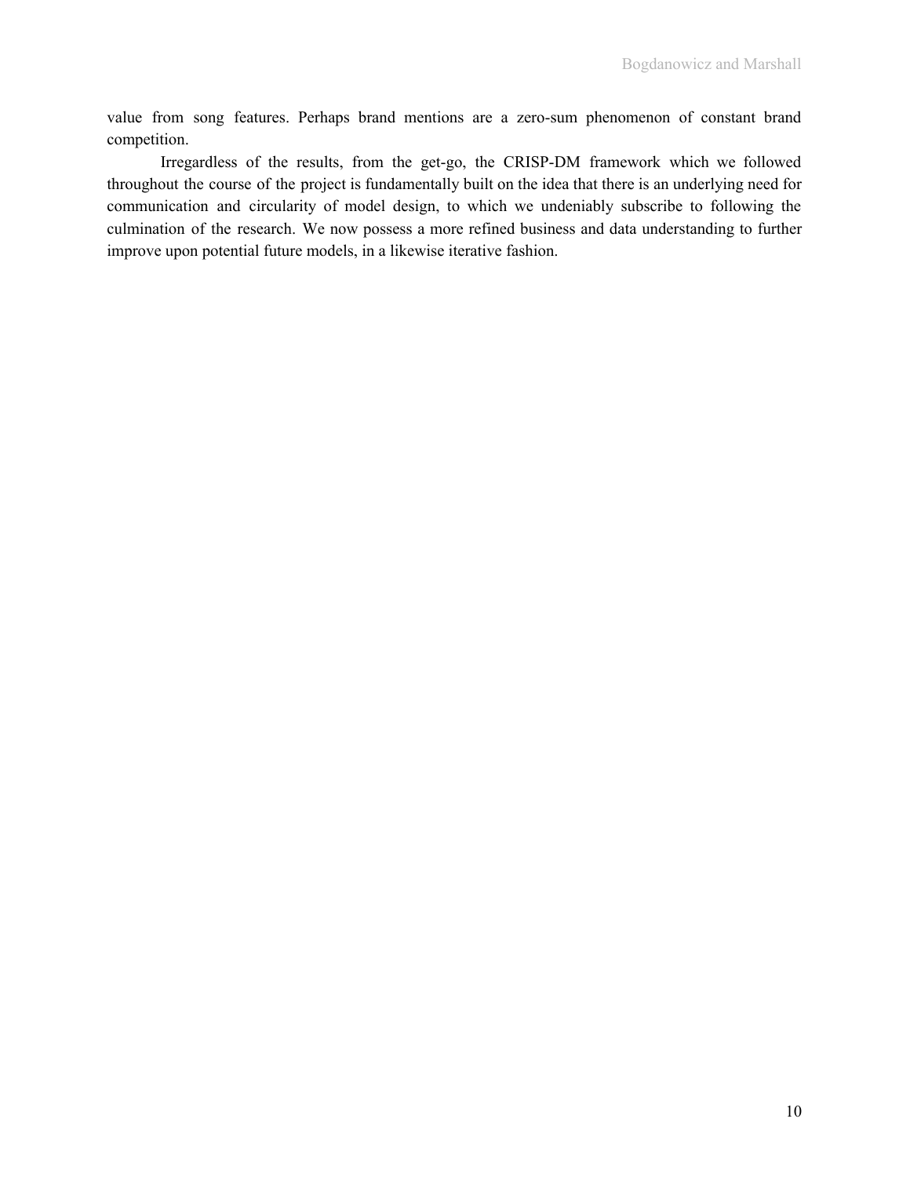value from song features. Perhaps brand mentions are a zero-sum phenomenon of constant brand competition.

Irregardless of the results, from the get-go, the CRISP-DM framework which we followed throughout the course of the project is fundamentally built on the idea that there is an underlying need for communication and circularity of model design, to which we undeniably subscribe to following the culmination of the research. We now possess a more refined business and data understanding to further improve upon potential future models, in a likewise iterative fashion.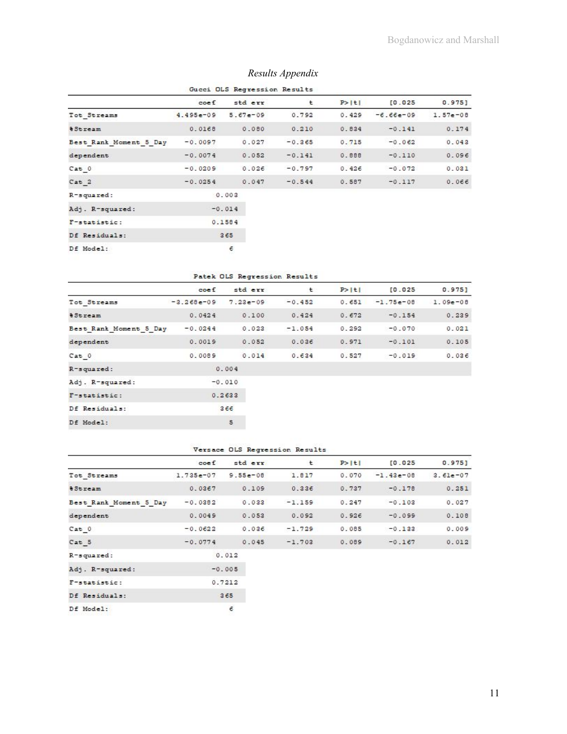*Results Appendix*

Gucci OLS Regression Results

| | coef | std err | t | P>\|t\| | [0.025 | 0.975] |
|---|---|---|---|---|---|---|
| Tot_Streams | 4.495e-09 | 5.67e-09 | 0.792 | 0.429 | -6.66e-09 | 1.57e-08 |
| %Stream | 0.0168 | 0.080 | 0.210 | 0.834 | -0.141 | 0.174 |
| Best_Rank_Moment_5_Day | -0.0097 | 0.027 | -0.365 | 0.715 | -0.062 | 0.043 |
| dependent | -0.0074 | 0.052 | -0.141 | 0.888 | -0.110 | 0.096 |
| Cat_0 | -0.0209 | 0.026 | -0.797 | 0.426 | -0.072 | 0.031 |
| Cat_2 | -0.0254 | 0.047 | -0.544 | 0.587 | -0.117 | 0.066 |
| R-squared: | 0.003 | | | | | |
| Adj. R-squared: | -0.014 | | | | | |
| F-statistic: | 0.1584 | | | | | |
| Df Residuals: | 365 | | | | | |
| Df Model: | 6 | | | | | |

Patek OLS Regression Results

| | coef | std err | t | P>\|t\| | [0.025 | 0.975] |
|---|---|---|---|---|---|---|
| Tot_Streams | -3.268e-09 | 7.23e-09 | -0.452 | 0.651 | -1.75e-08 | 1.09e-08 |
| %Stream | 0.0424 | 0.100 | 0.424 | 0.672 | -0.154 | 0.239 |
| Best_Rank_Moment_5_Day | -0.0244 | 0.023 | -1.054 | 0.292 | -0.070 | 0.021 |
| dependent | 0.0019 | 0.052 | 0.036 | 0.971 | -0.101 | 0.105 |
| Cat_0 | 0.0089 | 0.014 | 0.634 | 0.527 | -0.019 | 0.036 |
| R-squared: | 0.004 | | | | | |
| Adj. R-squared: | -0.010 | | | | | |
| F-statistic: | 0.2633 | | | | | |
| Df Residuals: | 366 | | | | | |
| Df Model: | 5 | | | | | |

Versace OLS Regression Results

| | coef | std err | t | P>\|t\| | [0.025 | 0.975] |
|---|---|---|---|---|---|---|
| Tot_Streams | 1.735e-07 | 9.55e-08 | 1.817 | 0.070 | -1.43e-08 | 3.61e-07 |
| %Stream | 0.0367 | 0.109 | 0.336 | 0.737 | -0.178 | 0.251 |
| Best_Rank_Moment_5_Day | -0.0382 | 0.033 | -1.159 | 0.247 | -0.103 | 0.027 |
| dependent | 0.0049 | 0.053 | 0.092 | 0.926 | -0.099 | 0.108 |
| Cat_0 | -0.0622 | 0.036 | -1.729 | 0.085 | -0.133 | 0.009 |
| Cat_5 | -0.0774 | 0.045 | -1.703 | 0.089 | -0.167 | 0.012 |
| R-squared: | 0.012 | | | | | |
| Adj. R-squared: | -0.005 | | | | | |
| F-statistic: | 0.7212 | | | | | |
| Df Residuals: | 365 | | | | | |
| Df Model: | 6 | | | | | |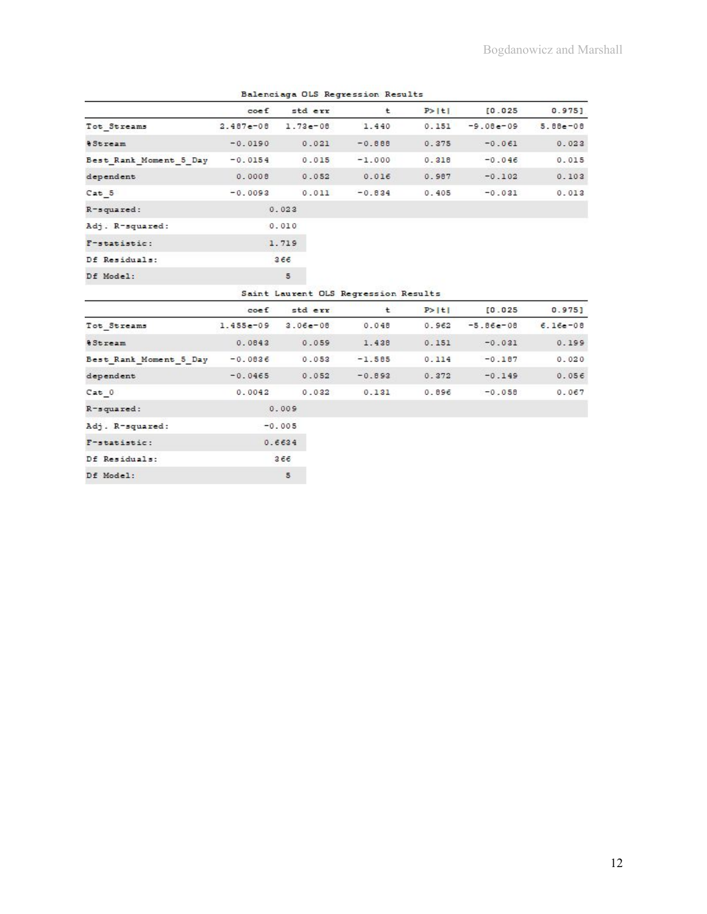**Balenciaga OLS Regression Results**

| | coef | std err | t | P>\|t\| | [0.025 | 0.975] |
|---|---|---|---|---|---|---|
| Tot_Streams | 2.487e-08 | 1.73e-08 | 1.440 | 0.151 | -9.08e-09 | 5.88e-08 |
| %Stream | -0.0190 | 0.021 | -0.888 | 0.375 | -0.061 | 0.023 |
| Best_Rank_Moment_5_Day | -0.0154 | 0.015 | -1.000 | 0.318 | -0.046 | 0.015 |
| dependent | 0.0008 | 0.052 | 0.016 | 0.987 | -0.102 | 0.103 |
| Cat_5 | -0.0093 | 0.011 | -0.834 | 0.405 | -0.031 | 0.013 |
| R-squared: | 0.023 | | | | | |
| Adj. R-squared: | 0.010 | | | | | |
| F-statistic: | 1.719 | | | | | |
| Df Residuals: | 366 | | | | | |
| Df Model: | 5 | | | | | |

**Saint Laurent OLS Regression Results**

| | coef | std err | t | P>\|t\| | [0.025 | 0.975] |
|---|---|---|---|---|---|---|
| Tot_Streams | 1.455e-09 | 3.06e-08 | 0.048 | 0.962 | -5.86e-08 | 6.16e-08 |
| %Stream | 0.0843 | 0.059 | 1.438 | 0.151 | -0.031 | 0.199 |
| Best_Rank_Moment_5_Day | -0.0836 | 0.053 | -1.585 | 0.114 | -0.187 | 0.020 |
| dependent | -0.0465 | 0.052 | -0.893 | 0.372 | -0.149 | 0.056 |
| Cat_0 | 0.0042 | 0.032 | 0.131 | 0.896 | -0.058 | 0.067 |
| R-squared: | 0.009 | | | | | |
| Adj. R-squared: | -0.005 | | | | | |
| F-statistic: | 0.6634 | | | | | |
| Df Residuals: | 366 | | | | | |
| Df Model: | 5 | | | | | |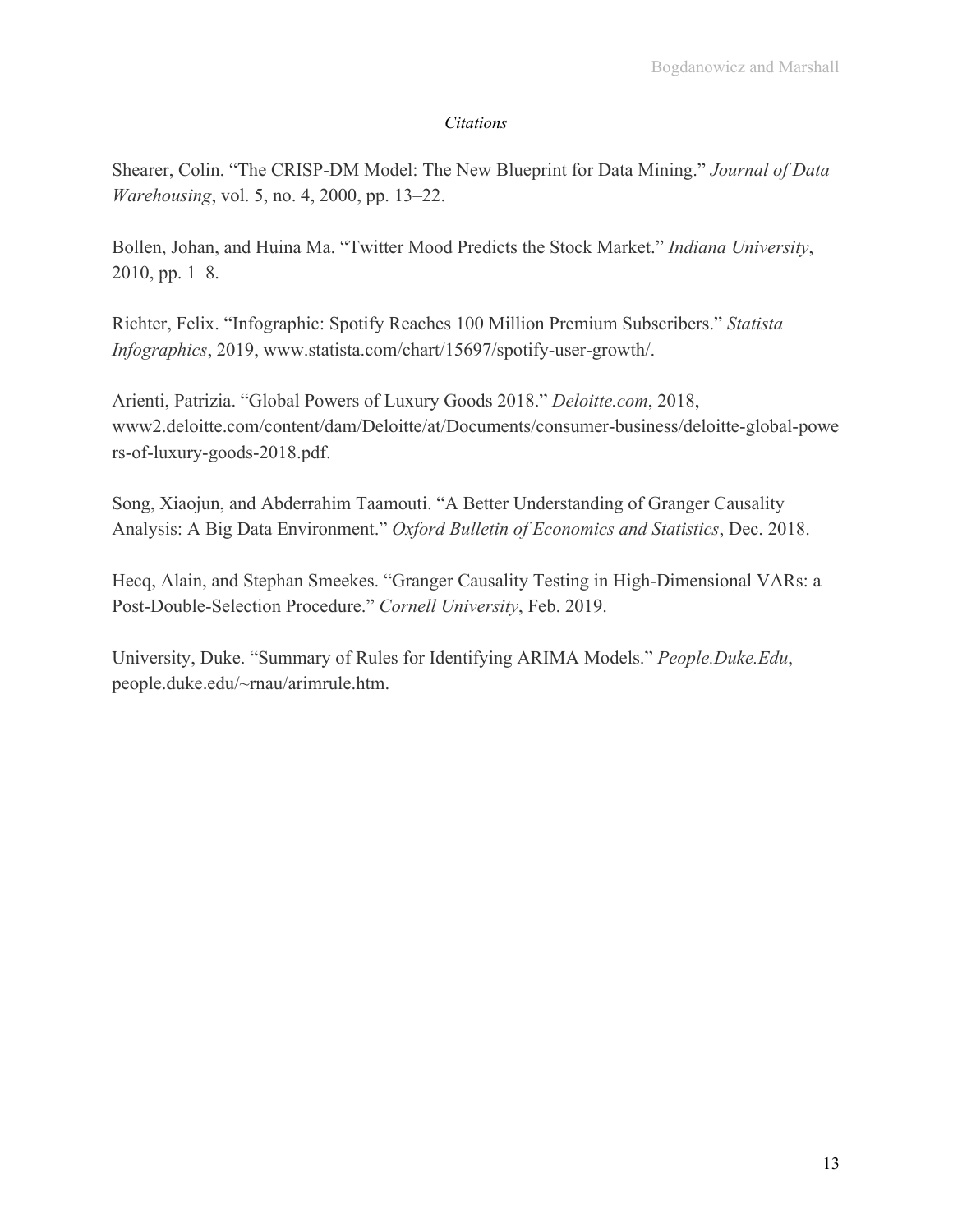*Citations*

Shearer, Colin. "The CRISP-DM Model: The New Blueprint for Data Mining." *Journal of Data Warehousing*, vol. 5, no. 4, 2000, pp. 13–22.

Bollen, Johan, and Huina Ma. "Twitter Mood Predicts the Stock Market." *Indiana University*, 2010, pp. 1–8.

Richter, Felix. "Infographic: Spotify Reaches 100 Million Premium Subscribers." *Statista Infographics*, 2019, www.statista.com/chart/15697/spotify-user-growth/.

Arienti, Patrizia. "Global Powers of Luxury Goods 2018." *Deloitte.com*, 2018, www2.deloitte.com/content/dam/Deloitte/at/Documents/consumer-business/deloitte-global-powers-of-luxury-goods-2018.pdf.

Song, Xiaojun, and Abderrahim Taamouti. "A Better Understanding of Granger Causality Analysis: A Big Data Environment." *Oxford Bulletin of Economics and Statistics*, Dec. 2018.

Hecq, Alain, and Stephan Smeekes. "Granger Causality Testing in High-Dimensional VARs: a Post-Double-Selection Procedure." *Cornell University*, Feb. 2019.

University, Duke. "Summary of Rules for Identifying ARIMA Models." *People.Duke.Edu*, people.duke.edu/~rnau/arimrule.htm.